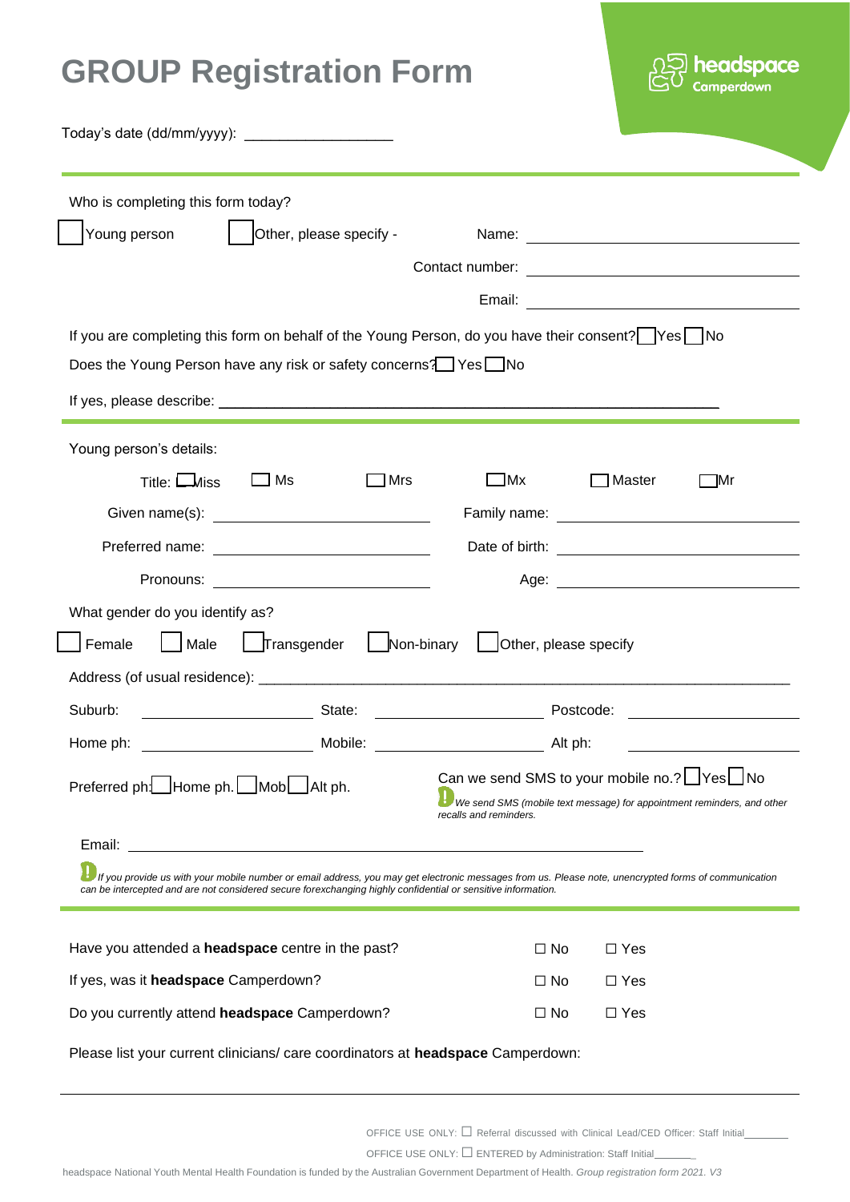# GROUP Registration Form

headspace Camperdown

Today's date (dd/mm/yyyy): ___________________

Who is completing this form today?

☐ Young person ☐ Other, please specify - Name: ___________________

Contact number: ___________________

Email: ___________________

If you are completing this form on behalf of the Young Person, do you have their consent? ☐ Yes ☐ No

Does the Young Person have any risk or safety concerns? ☐ Yes ☐ No

If yes, please describe: ___________________

Young person's details:

Title: ☐ Miss ☐ Ms ☐ Mrs ☐ Mx ☐ Master ☐ Mr

Given name(s): ___________________ Family name: ___________________

Preferred name: ___________________ Date of birth: ___________________

Pronouns: ___________________ Age: ___________________

What gender do you identify as?

☐ Female ☐ Male ☐ Transgender ☐ Non-binary ☐ Other, please specify

Address (of usual residence): ___________________

Suburb: ___________________ State: ___________________ Postcode: ___________________

Home ph: ___________________ Mobile: ___________________ Alt ph: ___________________

Preferred ph: ☐ Home ph. ☐ Mob ☐ Alt ph.

Can we send SMS to your mobile no.? ☐ Yes ☐ No

*We send SMS (mobile text message) for appointment reminders, and other recalls and reminders.*

Email: ___________________

*If you provide us with your mobile number or email address, you may get electronic messages from us. Please note, unencrypted forms of communication can be intercepted and are not considered secure forexchanging highly confidential or sensitive information.*

| | | |
|---|---|---|
| Have you attended a **headspace** centre in the past? | ☐ No | ☐ Yes |
| If yes, was it **headspace** Camperdown? | ☐ No | ☐ Yes |
| Do you currently attend **headspace** Camperdown? | ☐ No | ☐ Yes |

Please list your current clinicians/ care coordinators at **headspace** Camperdown:

___________________

OFFICE USE ONLY: ☐ Referral discussed with Clinical Lead/CED Officer: Staff Initial________

OFFICE USE ONLY: ☐ ENTERED by Administration: Staff Initial_______

headspace National Youth Mental Health Foundation is funded by the Australian Government Department of Health. *Group registration form 2021. V3*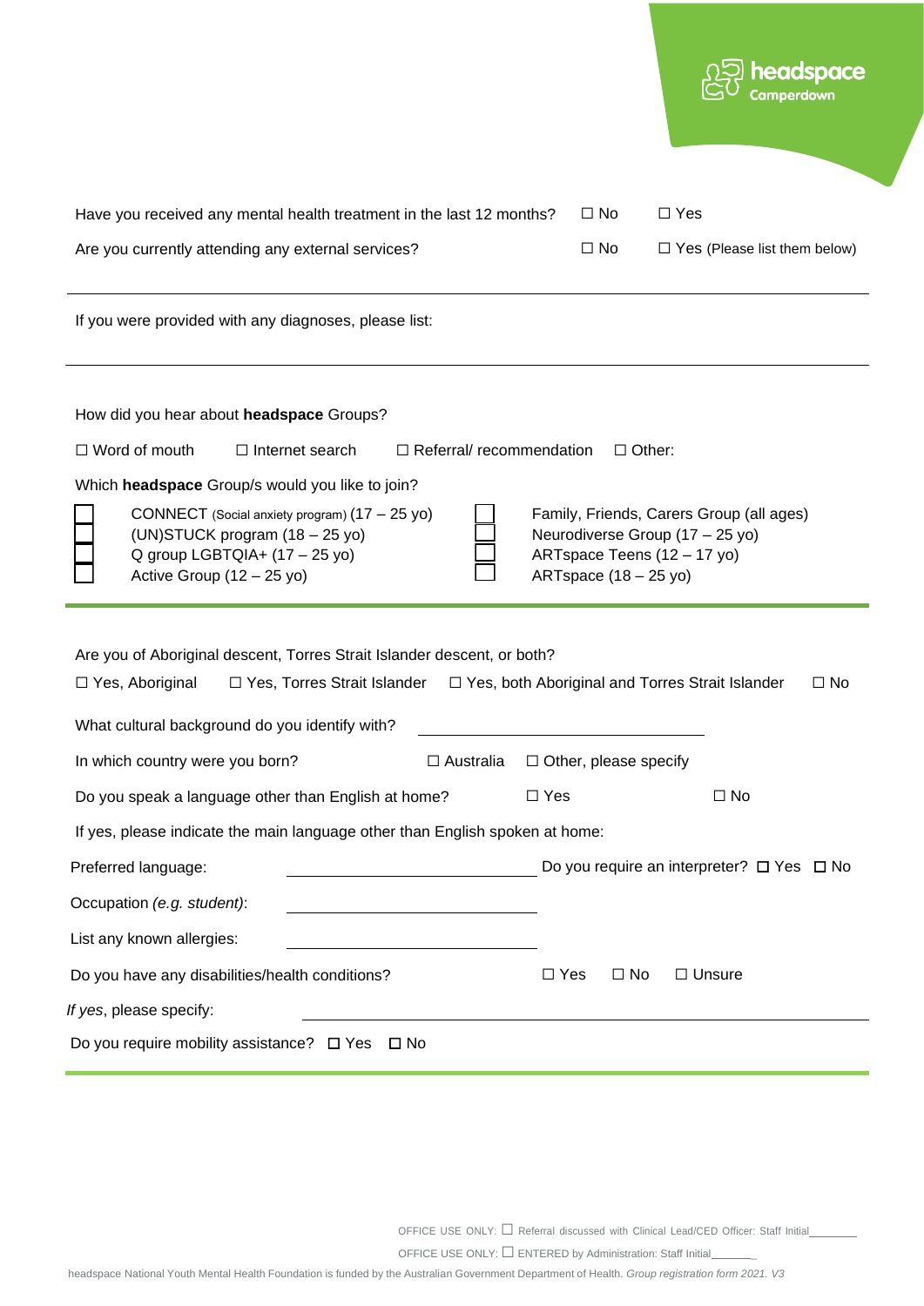Have you received any mental health treatment in the last 12 months? ☐ No ☐ Yes

Are you currently attending any external services? ☐ No ☐ Yes (Please list them below)

---

If you were provided with any diagnoses, please list:

---

How did you hear about **headspace** Groups?

☐ Word of mouth ☐ Internet search ☐ Referral/ recommendation ☐ Other:

Which **headspace** Group/s would you like to join?

☐ CONNECT (Social anxiety program) (17 – 25 yo)
☐ (UN)STUCK program (18 – 25 yo)
☐ Q group LGBTQIA+ (17 – 25 yo)
☐ Active Group (12 – 25 yo)
☐ Family, Friends, Carers Group (all ages)
☐ Neurodiverse Group (17 – 25 yo)
☐ ARTspace Teens (12 – 17 yo)
☐ ARTspace (18 – 25 yo)

---

Are you of Aboriginal descent, Torres Strait Islander descent, or both?

☐ Yes, Aboriginal ☐ Yes, Torres Strait Islander ☐ Yes, both Aboriginal and Torres Strait Islander ☐ No

What cultural background do you identify with? ____________________

In which country were you born? ☐ Australia ☐ Other, please specify

Do you speak a language other than English at home? ☐ Yes ☐ No

If yes, please indicate the main language other than English spoken at home:

Preferred language: ____________________ Do you require an interpreter? ☐ Yes ☐ No

Occupation *(e.g. student)*: ____________________

List any known allergies: ____________________

Do you have any disabilities/health conditions? ☐ Yes ☐ No ☐ Unsure

*If yes*, please specify: ____________________

Do you require mobility assistance? ☐ Yes ☐ No

---

OFFICE USE ONLY: ☐ Referral discussed with Clinical Lead/CED Officer: Staff Initial________

OFFICE USE ONLY: ☐ ENTERED by Administration: Staff Initial_______

headspace National Youth Mental Health Foundation is funded by the Australian Government Department of Health. *Group registration form 2021. V3*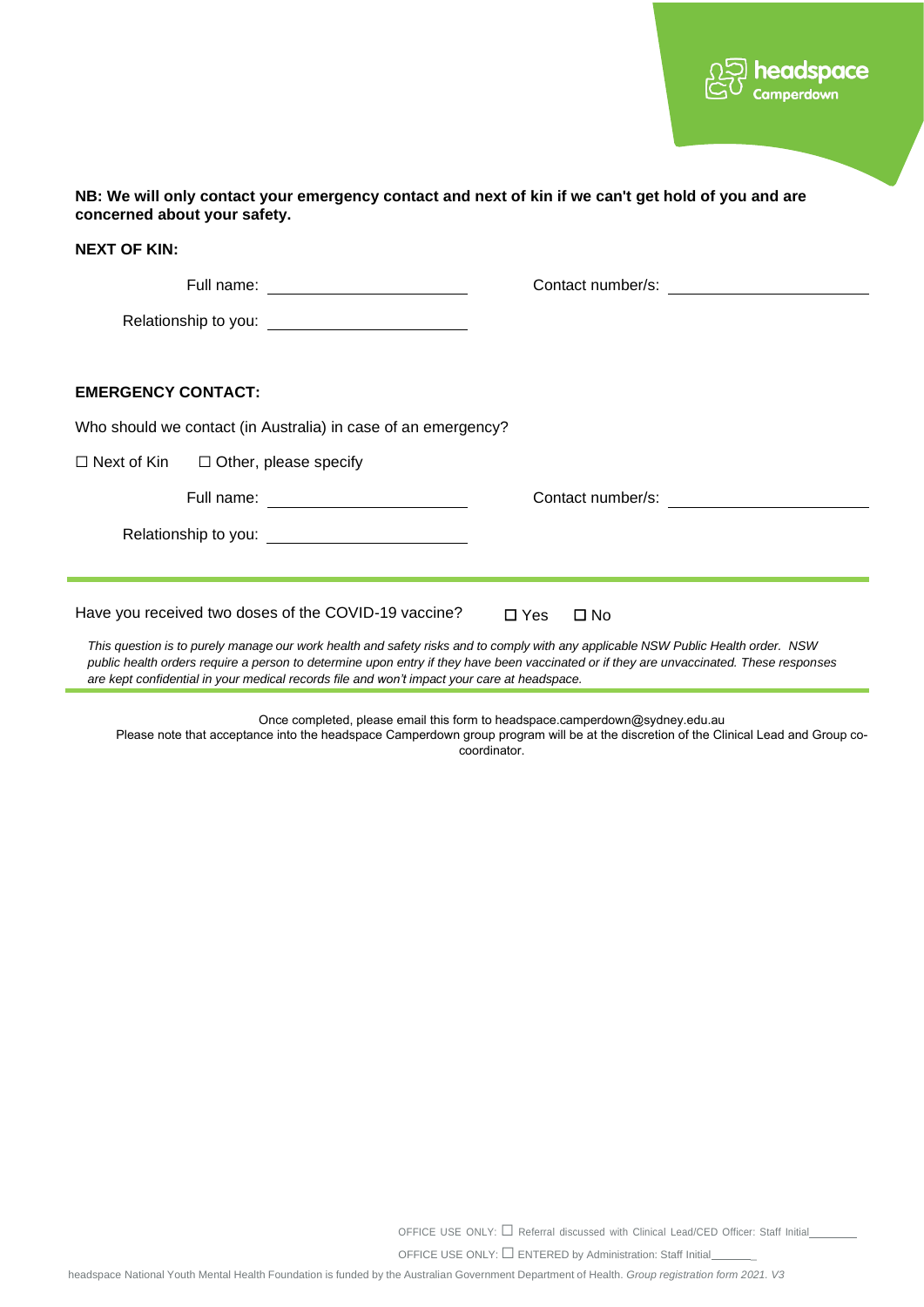**NB: We will only contact your emergency contact and next of kin if we can't get hold of you and are concerned about your safety.**

**NEXT OF KIN:**

Full name: ______________________ Contact number/s: ______________________

Relationship to you: ______________________

**EMERGENCY CONTACT:**

Who should we contact (in Australia) in case of an emergency?

☐ Next of Kin ☐ Other, please specify

Full name: ______________________ Contact number/s: ______________________

Relationship to you: ______________________

---

Have you received two doses of the COVID-19 vaccine? ☐ Yes ☐ No

*This question is to purely manage our work health and safety risks and to comply with any applicable NSW Public Health order. NSW public health orders require a person to determine upon entry if they have been vaccinated or if they are unvaccinated. These responses are kept confidential in your medical records file and won't impact your care at headspace.*

---

Once completed, please email this form to headspace.camperdown@sydney.edu.au

Please note that acceptance into the headspace Camperdown group program will be at the discretion of the Clinical Lead and Group co-coordinator.

OFFICE USE ONLY: ☐ Referral discussed with Clinical Lead/CED Officer: Staff Initial________

OFFICE USE ONLY: ☐ ENTERED by Administration: Staff Initial_______

headspace National Youth Mental Health Foundation is funded by the Australian Government Department of Health. *Group registration form 2021. V3*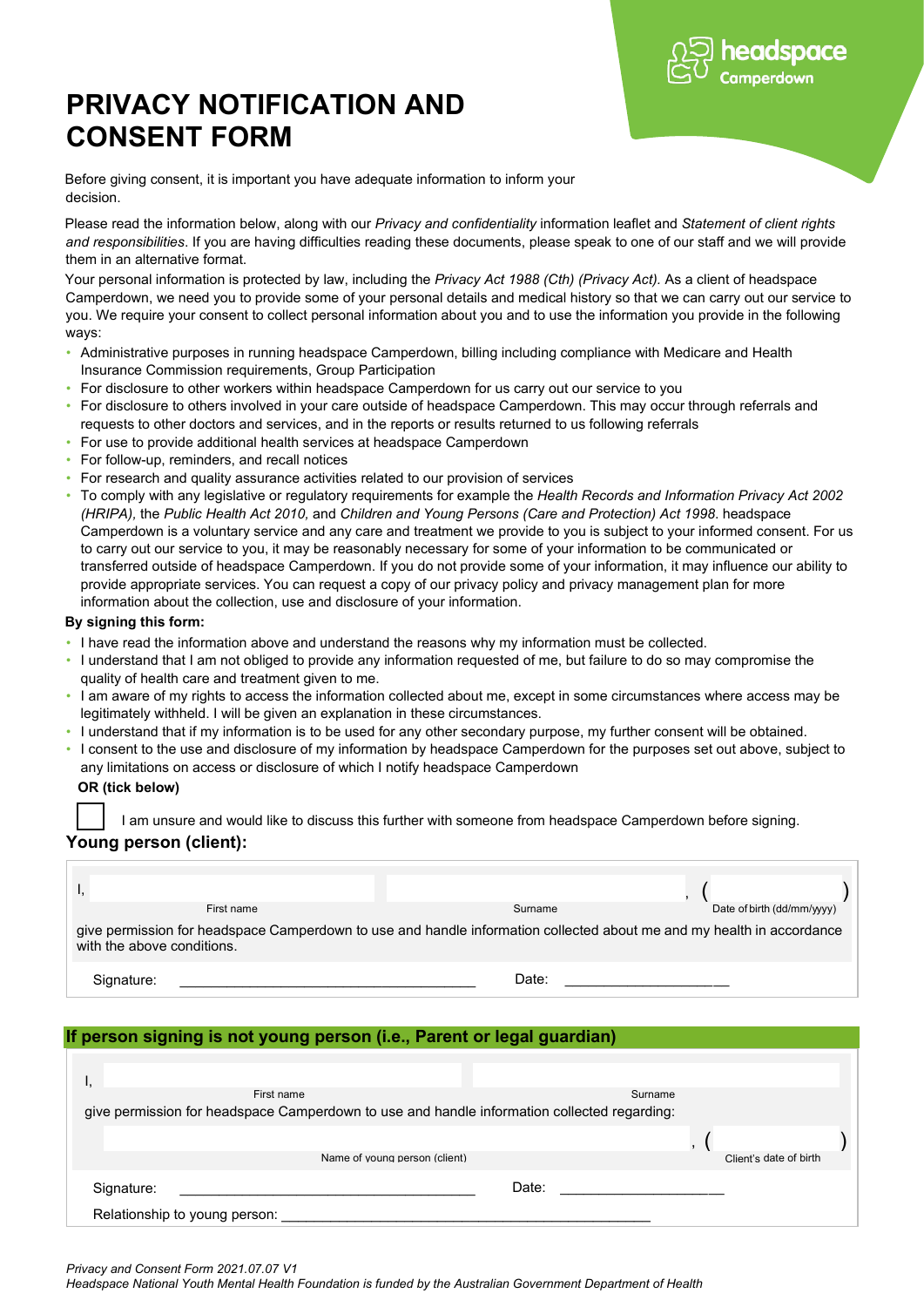# PRIVACY NOTIFICATION AND CONSENT FORM

headspace Camperdown

Before giving consent, it is important you have adequate information to inform your decision.

Please read the information below, along with our *Privacy and confidentiality* information leaflet and *Statement of client rights and responsibilities*. If you are having difficulties reading these documents, please speak to one of our staff and we will provide them in an alternative format.

Your personal information is protected by law, including the *Privacy Act 1988 (Cth) (Privacy Act).* As a client of headspace Camperdown, we need you to provide some of your personal details and medical history so that we can carry out our service to you. We require your consent to collect personal information about you and to use the information you provide in the following ways:

- Administrative purposes in running headspace Camperdown, billing including compliance with Medicare and Health Insurance Commission requirements, Group Participation
- For disclosure to other workers within headspace Camperdown for us carry out our service to you
- For disclosure to others involved in your care outside of headspace Camperdown. This may occur through referrals and requests to other doctors and services, and in the reports or results returned to us following referrals
- For use to provide additional health services at headspace Camperdown
- For follow-up, reminders, and recall notices
- For research and quality assurance activities related to our provision of services
- To comply with any legislative or regulatory requirements for example the *Health Records and Information Privacy Act 2002 (HRIPA),* the *Public Health Act 2010,* and *Children and Young Persons (Care and Protection) Act 1998*. headspace Camperdown is a voluntary service and any care and treatment we provide to you is subject to your informed consent. For us to carry out our service to you, it may be reasonably necessary for some of your information to be communicated or transferred outside of headspace Camperdown. If you do not provide some of your information, it may influence our ability to provide appropriate services. You can request a copy of our privacy policy and privacy management plan for more information about the collection, use and disclosure of your information.

**By signing this form:**

- I have read the information above and understand the reasons why my information must be collected.
- I understand that I am not obliged to provide any information requested of me, but failure to do so may compromise the quality of health care and treatment given to me.
- I am aware of my rights to access the information collected about me, except in some circumstances where access may be legitimately withheld. I will be given an explanation in these circumstances.
- I understand that if my information is to be used for any other secondary purpose, my further consent will be obtained.
- I consent to the use and disclosure of my information by headspace Camperdown for the purposes set out above, subject to any limitations on access or disclosure of which I notify headspace Camperdown

**OR (tick below)**

☐ I am unsure and would like to discuss this further with someone from headspace Camperdown before signing.

## Young person (client):

I, ______________ (First name) ______________ (Surname), ( ______________ Date of birth (dd/mm/yyyy) )

give permission for headspace Camperdown to use and handle information collected about me and my health in accordance with the above conditions.

Signature: ______________________________ Date: ____________________

## If person signing is not young person (i.e., Parent or legal guardian)

I, ______________ (First name) ______________ (Surname)

give permission for headspace Camperdown to use and handle information collected regarding:

______________ (Name of young person (client)), ( ______________ Client's date of birth )

Signature: ______________________________ Date: ____________________

Relationship to young person: ______________________________________

*Privacy and Consent Form 2021.07.07 V1*

*Headspace National Youth Mental Health Foundation is funded by the Australian Government Department of Health*